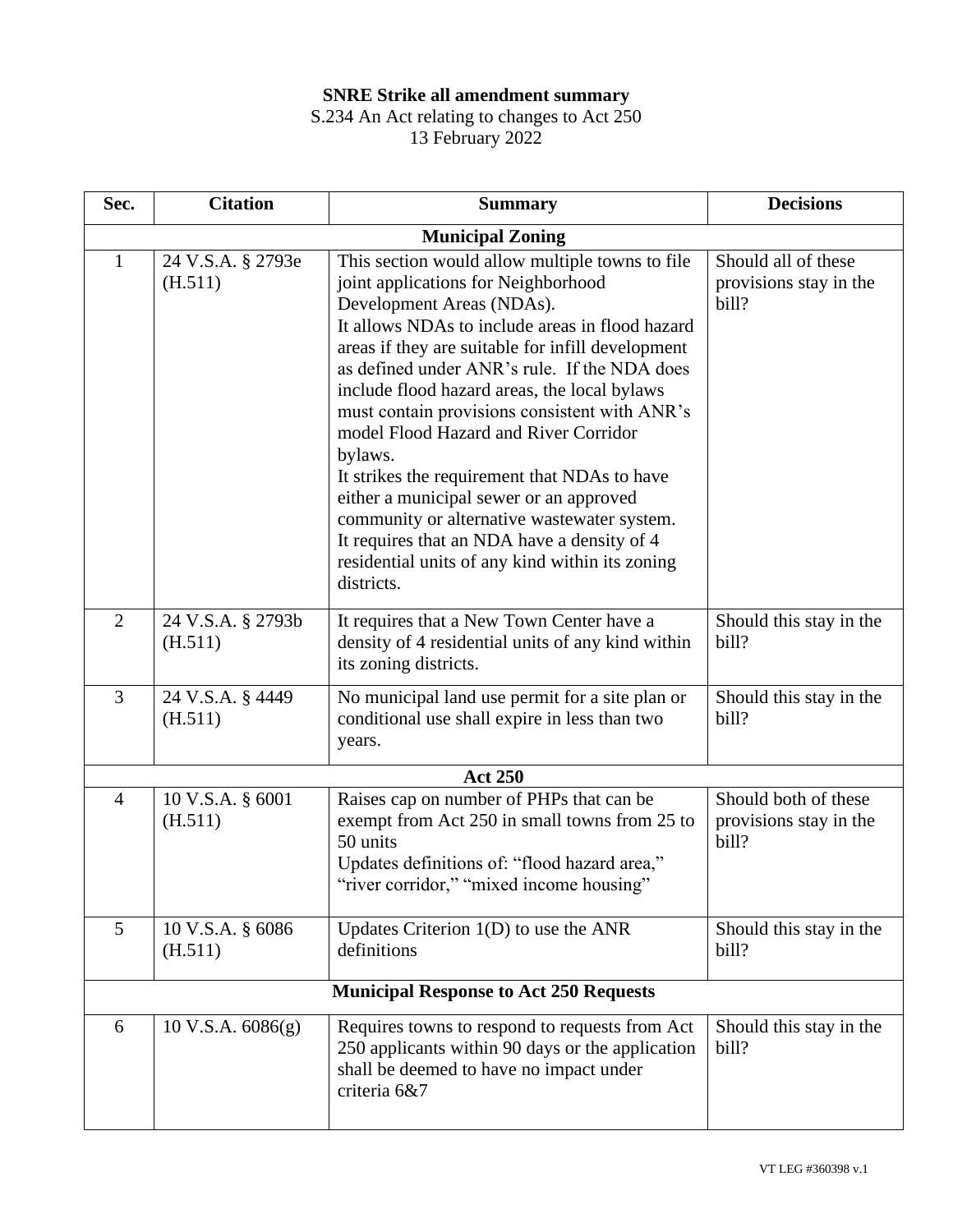**SNRE Strike all amendment summary**

S.234 An Act relating to changes to Act 250

13 February 2022

| Sec. | Citation | Summary | Decisions |
|---|---|---|---|
| **Municipal Zoning** | | | |
| 1 | 24 V.S.A. § 2793e (H.511) | This section would allow multiple towns to file joint applications for Neighborhood Development Areas (NDAs).<br>It allows NDAs to include areas in flood hazard areas if they are suitable for infill development as defined under ANR's rule. If the NDA does include flood hazard areas, the local bylaws must contain provisions consistent with ANR's model Flood Hazard and River Corridor bylaws.<br>It strikes the requirement that NDAs to have either a municipal sewer or an approved community or alternative wastewater system.<br>It requires that an NDA have a density of 4 residential units of any kind within its zoning districts. | Should all of these provisions stay in the bill? |
| 2 | 24 V.S.A. § 2793b (H.511) | It requires that a New Town Center have a density of 4 residential units of any kind within its zoning districts. | Should this stay in the bill? |
| 3 | 24 V.S.A. § 4449 (H.511) | No municipal land use permit for a site plan or conditional use shall expire in less than two years. | Should this stay in the bill? |
| **Act 250** | | | |
| 4 | 10 V.S.A. § 6001 (H.511) | Raises cap on number of PHPs that can be exempt from Act 250 in small towns from 25 to 50 units<br>Updates definitions of: "flood hazard area," "river corridor," "mixed income housing" | Should both of these provisions stay in the bill? |
| 5 | 10 V.S.A. § 6086 (H.511) | Updates Criterion 1(D) to use the ANR definitions | Should this stay in the bill? |
| **Municipal Response to Act 250 Requests** | | | |
| 6 | 10 V.S.A. 6086(g) | Requires towns to respond to requests from Act 250 applicants within 90 days or the application shall be deemed to have no impact under criteria 6&7 | Should this stay in the bill? |

VT LEG #360398 v.1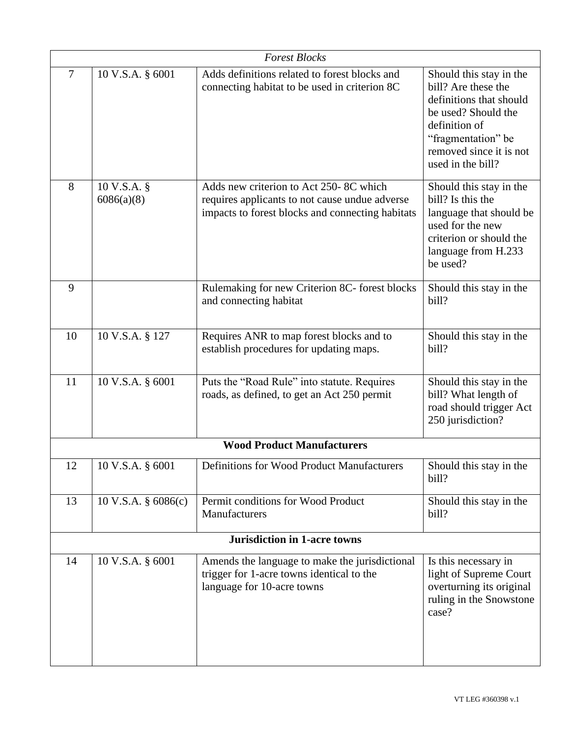| | | | |
|---|---|---|---|
| *Forest Blocks* | | | |
| 7 | 10 V.S.A. § 6001 | Adds definitions related to forest blocks and connecting habitat to be used in criterion 8C | Should this stay in the bill? Are these the definitions that should be used? Should the definition of "fragmentation" be removed since it is not used in the bill? |
| 8 | 10 V.S.A. § 6086(a)(8) | Adds new criterion to Act 250- 8C which requires applicants to not cause undue adverse impacts to forest blocks and connecting habitats | Should this stay in the bill? Is this the language that should be used for the new criterion or should the language from H.233 be used? |
| 9 | | Rulemaking for new Criterion 8C- forest blocks and connecting habitat | Should this stay in the bill? |
| 10 | 10 V.S.A. § 127 | Requires ANR to map forest blocks and to establish procedures for updating maps. | Should this stay in the bill? |
| 11 | 10 V.S.A. § 6001 | Puts the "Road Rule" into statute. Requires roads, as defined, to get an Act 250 permit | Should this stay in the bill? What length of road should trigger Act 250 jurisdiction? |
| **Wood Product Manufacturers** | | | |
| 12 | 10 V.S.A. § 6001 | Definitions for Wood Product Manufacturers | Should this stay in the bill? |
| 13 | 10 V.S.A. § 6086(c) | Permit conditions for Wood Product Manufacturers | Should this stay in the bill? |
| **Jurisdiction in 1-acre towns** | | | |
| 14 | 10 V.S.A. § 6001 | Amends the language to make the jurisdictional trigger for 1-acre towns identical to the language for 10-acre towns | Is this necessary in light of Supreme Court overturning its original ruling in the Snowstone case? |

VT LEG #360398 v.1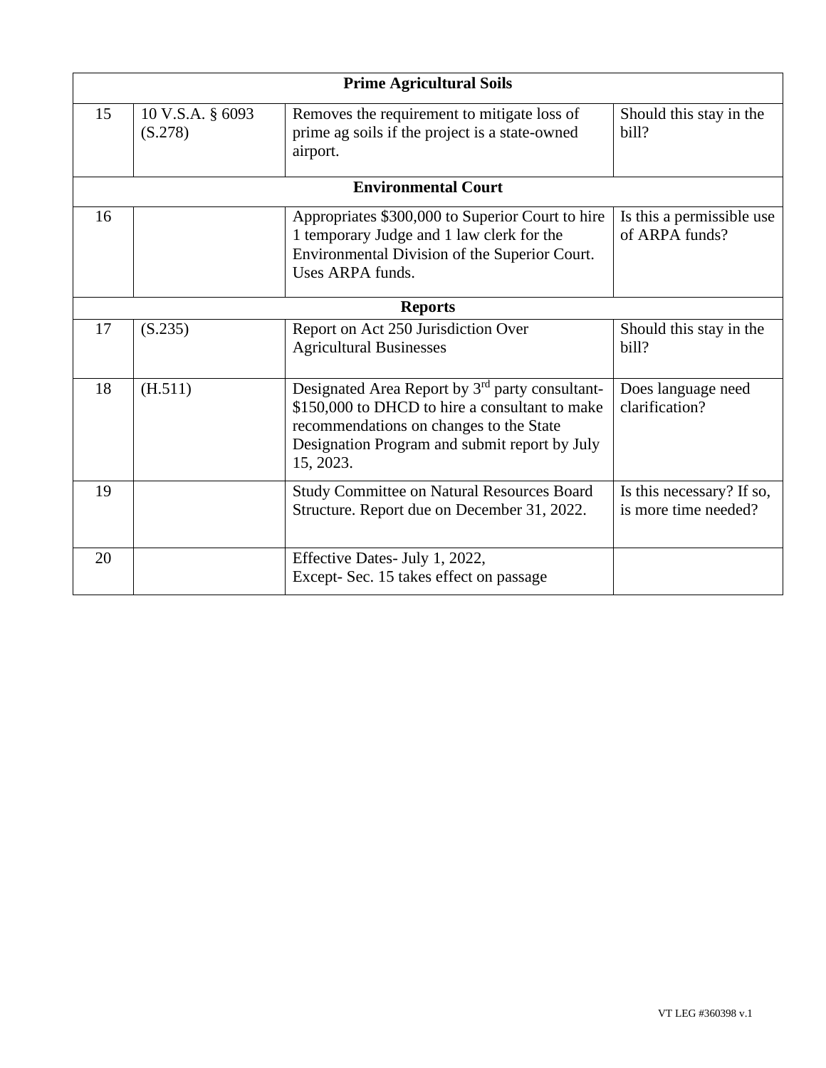| | | | |
|---|---|---|---|
| **Prime Agricultural Soils** | | | |
| 15 | 10 V.S.A. § 6093 (S.278) | Removes the requirement to mitigate loss of prime ag soils if the project is a state-owned airport. | Should this stay in the bill? |
| **Environmental Court** | | | |
| 16 | | Appropriates $300,000 to Superior Court to hire 1 temporary Judge and 1 law clerk for the Environmental Division of the Superior Court. Uses ARPA funds. | Is this a permissible use of ARPA funds? |
| **Reports** | | | |
| 17 | (S.235) | Report on Act 250 Jurisdiction Over Agricultural Businesses | Should this stay in the bill? |
| 18 | (H.511) | Designated Area Report by 3rd party consultant- $150,000 to DHCD to hire a consultant to make recommendations on changes to the State Designation Program and submit report by July 15, 2023. | Does language need clarification? |
| 19 | | Study Committee on Natural Resources Board Structure. Report due on December 31, 2022. | Is this necessary? If so, is more time needed? |
| 20 | | Effective Dates- July 1, 2022,<br>Except- Sec. 15 takes effect on passage | |

VT LEG #360398 v.1